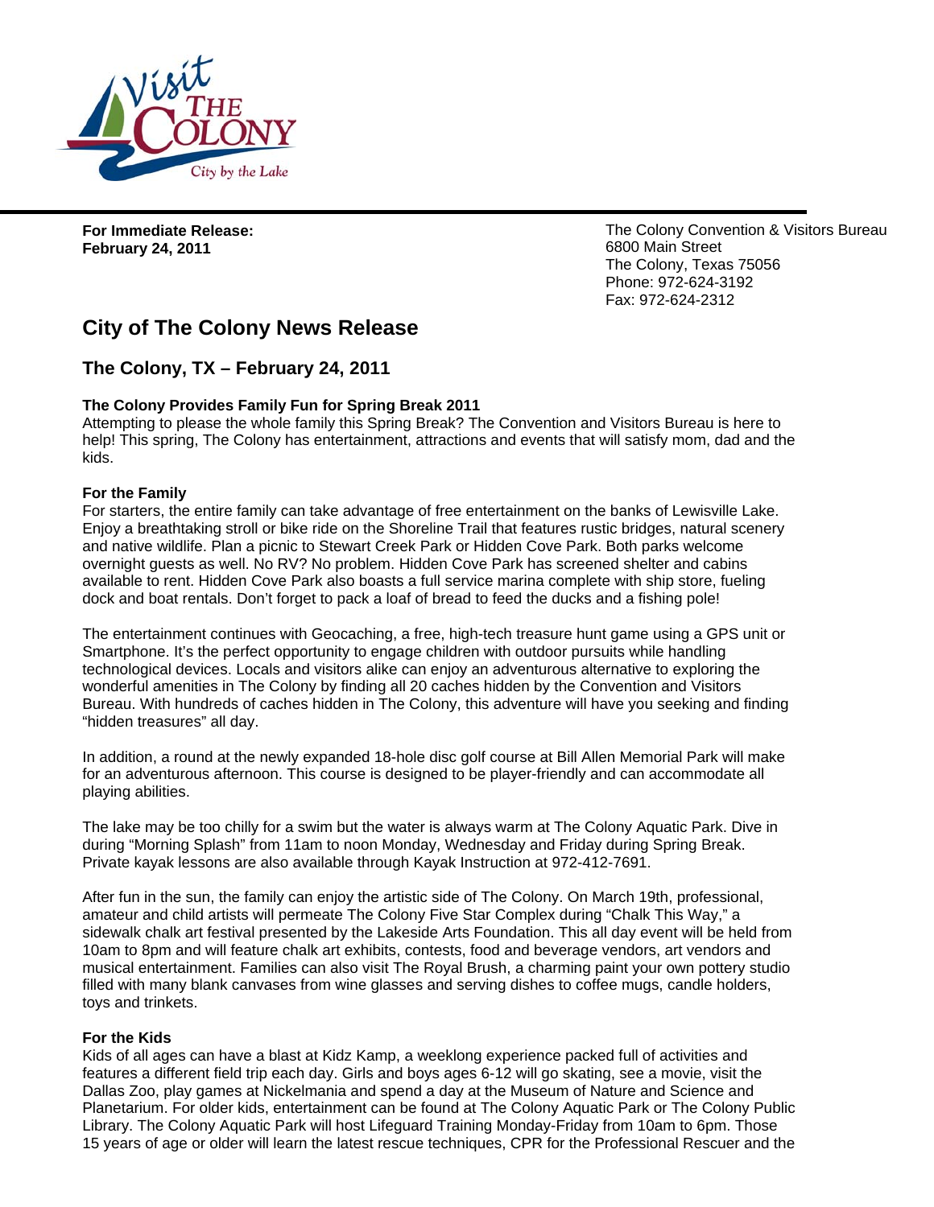**For Immediate Release:**
**February 24, 2011**

The Colony Convention & Visitors Bureau
6800 Main Street
The Colony, Texas 75056
Phone: 972-624-3192
Fax: 972-624-2312

## City of The Colony News Release

### The Colony, TX – February 24, 2011

**The Colony Provides Family Fun for Spring Break 2011**

Attempting to please the whole family this Spring Break? The Convention and Visitors Bureau is here to help! This spring, The Colony has entertainment, attractions and events that will satisfy mom, dad and the kids.

**For the Family**

For starters, the entire family can take advantage of free entertainment on the banks of Lewisville Lake. Enjoy a breathtaking stroll or bike ride on the Shoreline Trail that features rustic bridges, natural scenery and native wildlife. Plan a picnic to Stewart Creek Park or Hidden Cove Park. Both parks welcome overnight guests as well. No RV? No problem. Hidden Cove Park has screened shelter and cabins available to rent. Hidden Cove Park also boasts a full service marina complete with ship store, fueling dock and boat rentals. Don't forget to pack a loaf of bread to feed the ducks and a fishing pole!

The entertainment continues with Geocaching, a free, high-tech treasure hunt game using a GPS unit or Smartphone. It's the perfect opportunity to engage children with outdoor pursuits while handling technological devices. Locals and visitors alike can enjoy an adventurous alternative to exploring the wonderful amenities in The Colony by finding all 20 caches hidden by the Convention and Visitors Bureau. With hundreds of caches hidden in The Colony, this adventure will have you seeking and finding "hidden treasures" all day.

In addition, a round at the newly expanded 18-hole disc golf course at Bill Allen Memorial Park will make for an adventurous afternoon. This course is designed to be player-friendly and can accommodate all playing abilities.

The lake may be too chilly for a swim but the water is always warm at The Colony Aquatic Park. Dive in during "Morning Splash" from 11am to noon Monday, Wednesday and Friday during Spring Break. Private kayak lessons are also available through Kayak Instruction at 972-412-7691.

After fun in the sun, the family can enjoy the artistic side of The Colony. On March 19th, professional, amateur and child artists will permeate The Colony Five Star Complex during "Chalk This Way," a sidewalk chalk art festival presented by the Lakeside Arts Foundation. This all day event will be held from 10am to 8pm and will feature chalk art exhibits, contests, food and beverage vendors, art vendors and musical entertainment. Families can also visit The Royal Brush, a charming paint your own pottery studio filled with many blank canvases from wine glasses and serving dishes to coffee mugs, candle holders, toys and trinkets.

**For the Kids**

Kids of all ages can have a blast at Kidz Kamp, a weeklong experience packed full of activities and features a different field trip each day. Girls and boys ages 6-12 will go skating, see a movie, visit the Dallas Zoo, play games at Nickelmania and spend a day at the Museum of Nature and Science and Planetarium. For older kids, entertainment can be found at The Colony Aquatic Park or The Colony Public Library. The Colony Aquatic Park will host Lifeguard Training Monday-Friday from 10am to 6pm. Those 15 years of age or older will learn the latest rescue techniques, CPR for the Professional Rescuer and the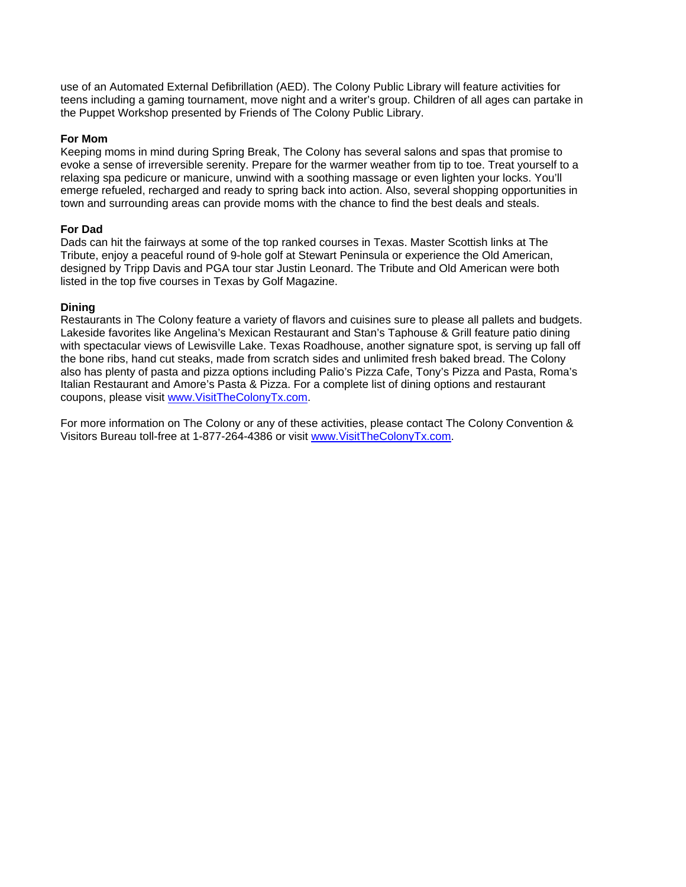use of an Automated External Defibrillation (AED). The Colony Public Library will feature activities for teens including a gaming tournament, move night and a writer's group. Children of all ages can partake in the Puppet Workshop presented by Friends of The Colony Public Library.

**For Mom**

Keeping moms in mind during Spring Break, The Colony has several salons and spas that promise to evoke a sense of irreversible serenity. Prepare for the warmer weather from tip to toe. Treat yourself to a relaxing spa pedicure or manicure, unwind with a soothing massage or even lighten your locks. You'll emerge refueled, recharged and ready to spring back into action. Also, several shopping opportunities in town and surrounding areas can provide moms with the chance to find the best deals and steals.

**For Dad**

Dads can hit the fairways at some of the top ranked courses in Texas. Master Scottish links at The Tribute, enjoy a peaceful round of 9-hole golf at Stewart Peninsula or experience the Old American, designed by Tripp Davis and PGA tour star Justin Leonard. The Tribute and Old American were both listed in the top five courses in Texas by Golf Magazine.

**Dining**

Restaurants in The Colony feature a variety of flavors and cuisines sure to please all pallets and budgets. Lakeside favorites like Angelina's Mexican Restaurant and Stan's Taphouse & Grill feature patio dining with spectacular views of Lewisville Lake. Texas Roadhouse, another signature spot, is serving up fall off the bone ribs, hand cut steaks, made from scratch sides and unlimited fresh baked bread. The Colony also has plenty of pasta and pizza options including Palio's Pizza Cafe, Tony's Pizza and Pasta, Roma's Italian Restaurant and Amore's Pasta & Pizza. For a complete list of dining options and restaurant coupons, please visit www.VisitTheColonyTx.com.

For more information on The Colony or any of these activities, please contact The Colony Convention & Visitors Bureau toll-free at 1-877-264-4386 or visit www.VisitTheColonyTx.com.